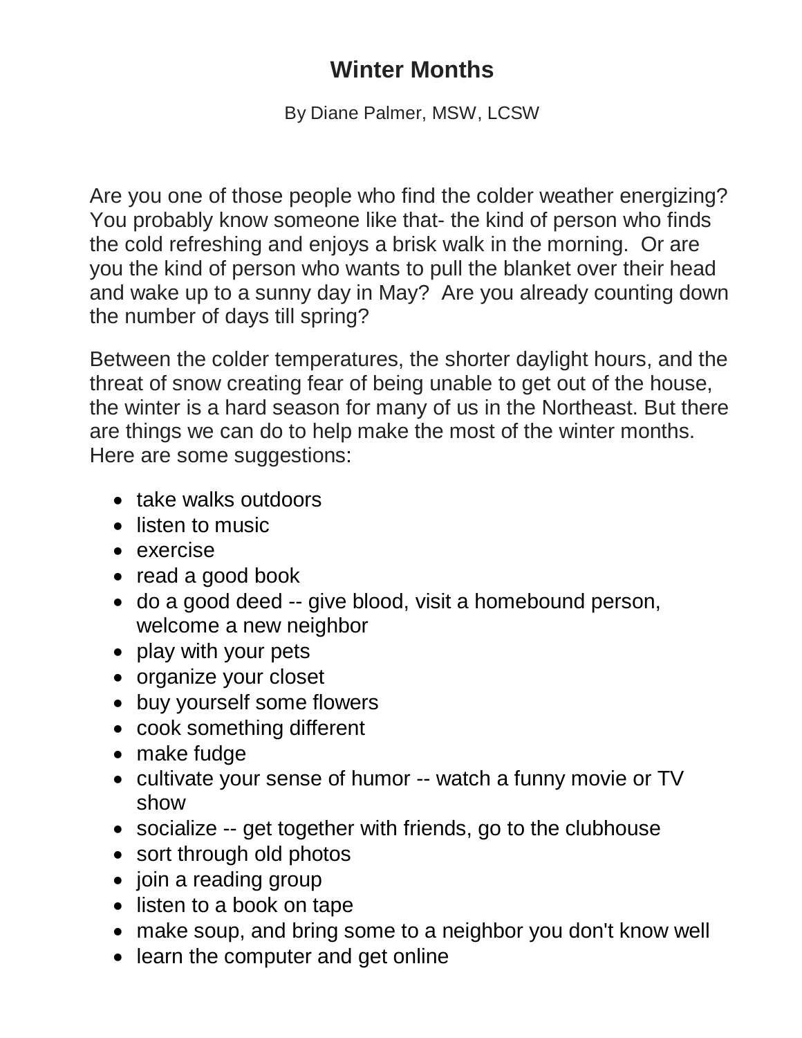# Winter Months

By Diane Palmer, MSW, LCSW

Are you one of those people who find the colder weather energizing? You probably know someone like that- the kind of person who finds the cold refreshing and enjoys a brisk walk in the morning. Or are you the kind of person who wants to pull the blanket over their head and wake up to a sunny day in May? Are you already counting down the number of days till spring?

Between the colder temperatures, the shorter daylight hours, and the threat of snow creating fear of being unable to get out of the house, the winter is a hard season for many of us in the Northeast. But there are things we can do to help make the most of the winter months. Here are some suggestions:

- take walks outdoors
- listen to music
- exercise
- read a good book
- do a good deed -- give blood, visit a homebound person, welcome a new neighbor
- play with your pets
- organize your closet
- buy yourself some flowers
- cook something different
- make fudge
- cultivate your sense of humor -- watch a funny movie or TV show
- socialize -- get together with friends, go to the clubhouse
- sort through old photos
- join a reading group
- listen to a book on tape
- make soup, and bring some to a neighbor you don't know well
- learn the computer and get online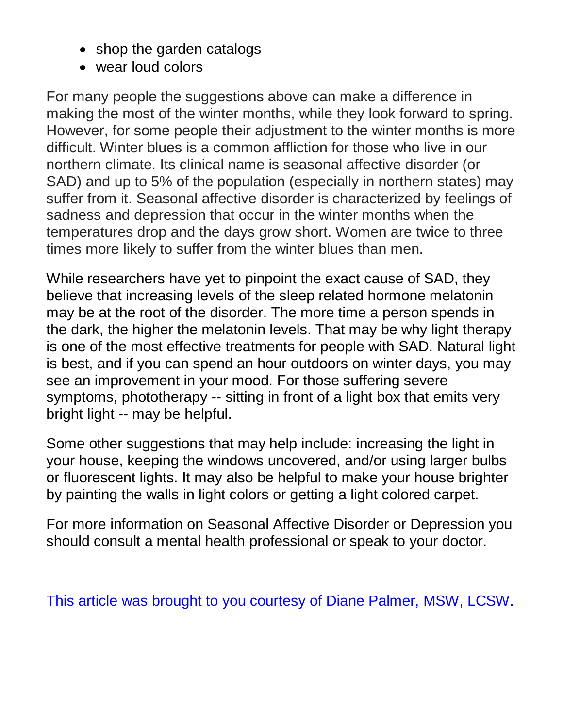- shop the garden catalogs
- wear loud colors

For many people the suggestions above can make a difference in making the most of the winter months, while they look forward to spring. However, for some people their adjustment to the winter months is more difficult. Winter blues is a common affliction for those who live in our northern climate. Its clinical name is seasonal affective disorder (or SAD) and up to 5% of the population (especially in northern states) may suffer from it. Seasonal affective disorder is characterized by feelings of sadness and depression that occur in the winter months when the temperatures drop and the days grow short. Women are twice to three times more likely to suffer from the winter blues than men.

While researchers have yet to pinpoint the exact cause of SAD, they believe that increasing levels of the sleep related hormone melatonin may be at the root of the disorder. The more time a person spends in the dark, the higher the melatonin levels. That may be why light therapy is one of the most effective treatments for people with SAD. Natural light is best, and if you can spend an hour outdoors on winter days, you may see an improvement in your mood. For those suffering severe symptoms, phototherapy -- sitting in front of a light box that emits very bright light -- may be helpful.

Some other suggestions that may help include: increasing the light in your house, keeping the windows uncovered, and/or using larger bulbs or fluorescent lights. It may also be helpful to make your house brighter by painting the walls in light colors or getting a light colored carpet.

For more information on Seasonal Affective Disorder or Depression you should consult a mental health professional or speak to your doctor.

This article was brought to you courtesy of Diane Palmer, MSW, LCSW.